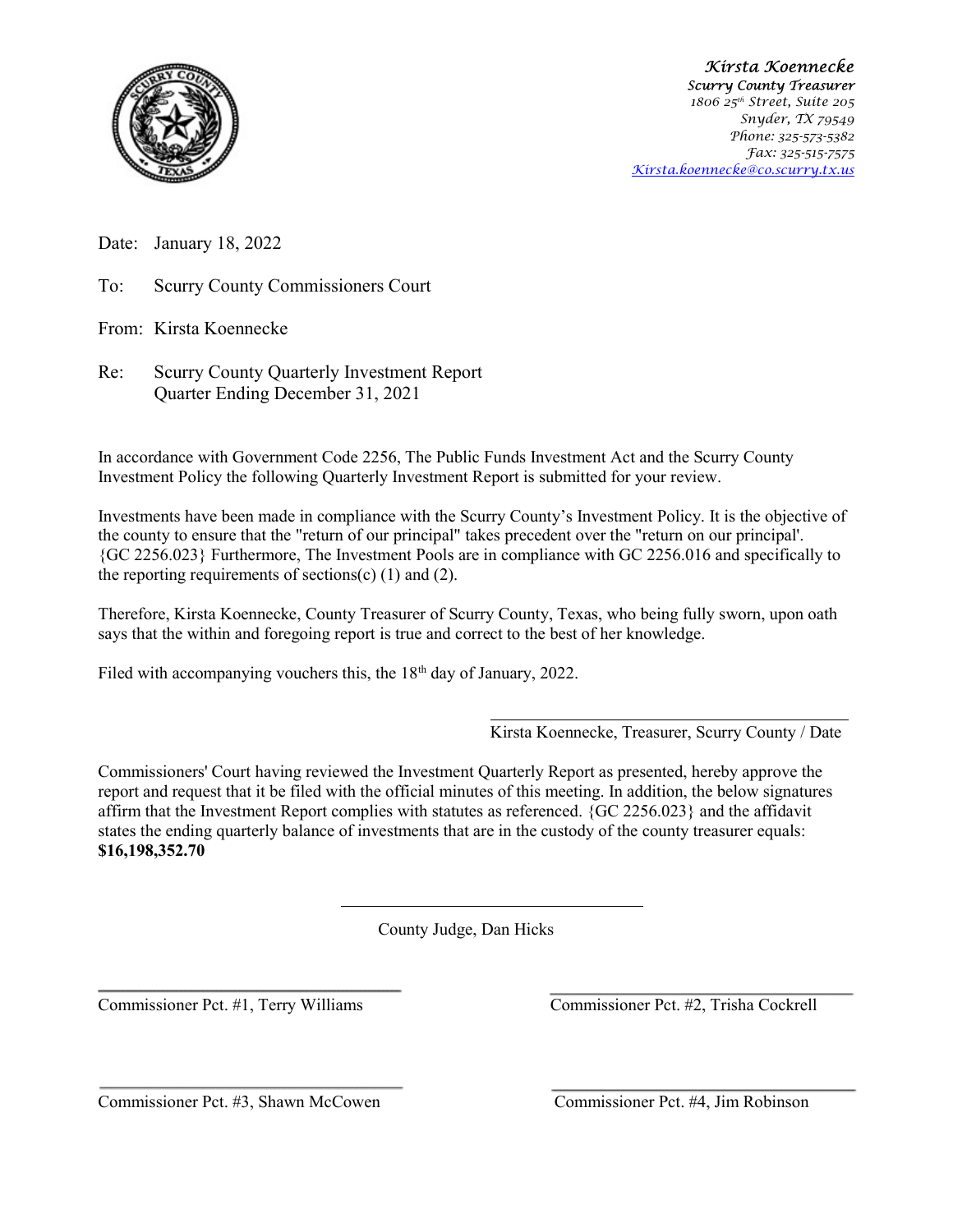*Kirsta Koennecke*
*Scurry County Treasurer*
*1806 25th Street, Suite 205*
*Snyder, TX 79549*
*Phone: 325-573-5382*
*Fax: 325-515-7575*
*Kirsta.koennecke@co.scurry.tx.us*

Date: January 18, 2022

To: Scurry County Commissioners Court

From: Kirsta Koennecke

Re: Scurry County Quarterly Investment Report
Quarter Ending December 31, 2021

In accordance with Government Code 2256, The Public Funds Investment Act and the Scurry County Investment Policy the following Quarterly Investment Report is submitted for your review.

Investments have been made in compliance with the Scurry County's Investment Policy. It is the objective of the county to ensure that the "return of our principal" takes precedent over the "return on our principal'. {GC 2256.023} Furthermore, The Investment Pools are in compliance with GC 2256.016 and specifically to the reporting requirements of sections(c) (1) and (2).

Therefore, Kirsta Koennecke, County Treasurer of Scurry County, Texas, who being fully sworn, upon oath says that the within and foregoing report is true and correct to the best of her knowledge.

Filed with accompanying vouchers this, the 18th day of January, 2022.

\_\_\_\_\_\_\_\_\_\_\_\_\_\_\_\_\_\_\_\_\_\_\_\_\_\_\_\_\_\_\_\_\_\_\_\_
Kirsta Koennecke, Treasurer, Scurry County / Date

Commissioners' Court having reviewed the Investment Quarterly Report as presented, hereby approve the report and request that it be filed with the official minutes of this meeting. In addition, the below signatures affirm that the Investment Report complies with statutes as referenced. {GC 2256.023} and the affidavit states the ending quarterly balance of investments that are in the custody of the county treasurer equals: **$16,198,352.70**

\_\_\_\_\_\_\_\_\_\_\_\_\_\_\_\_\_\_\_\_\_\_\_\_\_\_\_\_\_\_\_\_\_\_\_\_
County Judge, Dan Hicks

\_\_\_\_\_\_\_\_\_\_\_\_\_\_\_\_\_\_\_\_\_\_\_\_\_\_\_\_\_\_\_\_\_\_\_\_
Commissioner Pct. #1, Terry Williams

\_\_\_\_\_\_\_\_\_\_\_\_\_\_\_\_\_\_\_\_\_\_\_\_\_\_\_\_\_\_\_\_\_\_\_\_
Commissioner Pct. #2, Trisha Cockrell

\_\_\_\_\_\_\_\_\_\_\_\_\_\_\_\_\_\_\_\_\_\_\_\_\_\_\_\_\_\_\_\_\_\_\_\_
Commissioner Pct. #3, Shawn McCowen

\_\_\_\_\_\_\_\_\_\_\_\_\_\_\_\_\_\_\_\_\_\_\_\_\_\_\_\_\_\_\_\_\_\_\_\_
Commissioner Pct. #4, Jim Robinson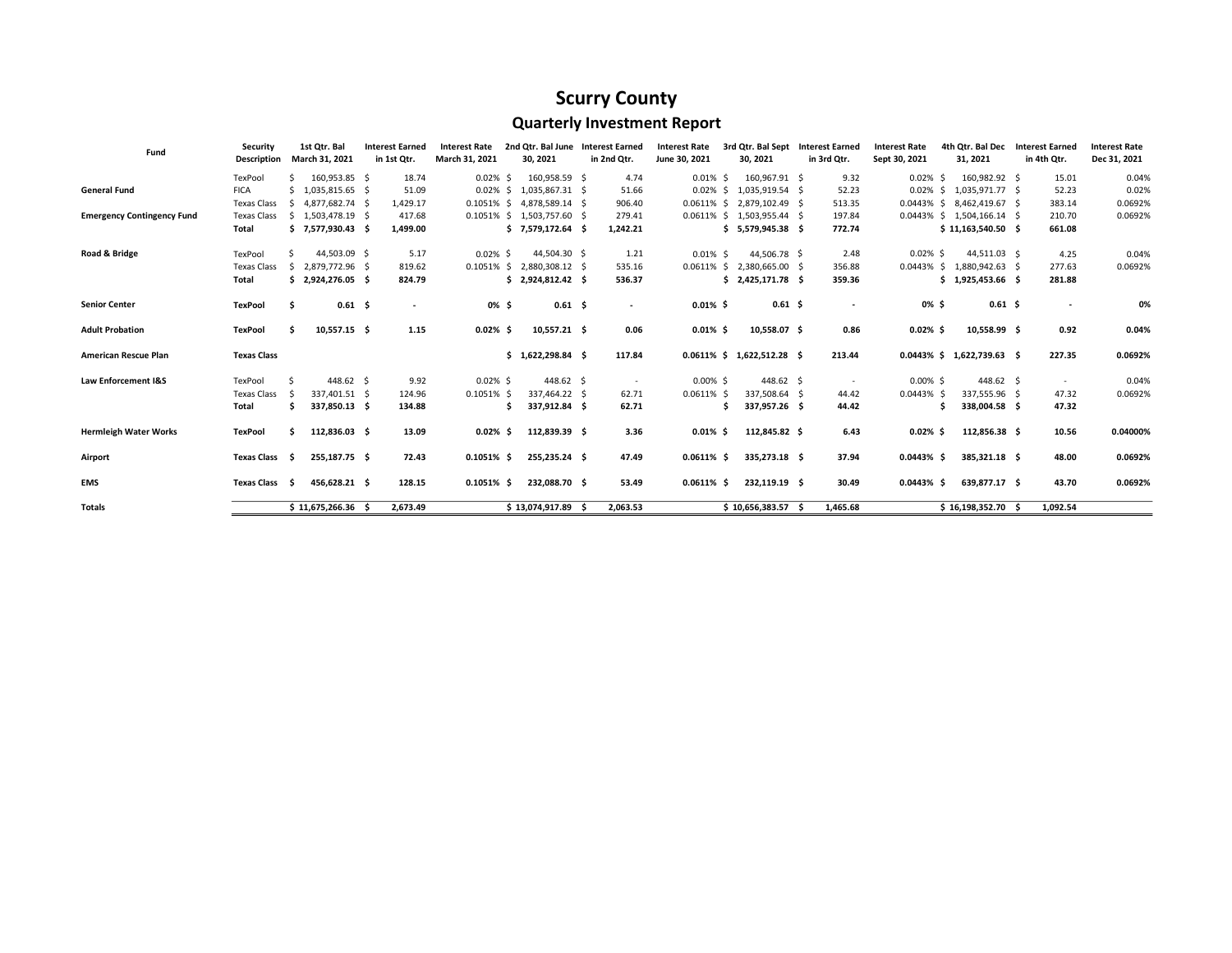# Scurry County

## Quarterly Investment Report

| Fund | Security Description | 1st Qtr. Bal March 31, 2021 | Interest Earned in 1st Qtr. | Interest Rate March 31, 2021 | 2nd Qtr. Bal June 30, 2021 | Interest Earned in 2nd Qtr. | Interest Rate June 30, 2021 | 3rd Qtr. Bal Sept 30, 2021 | Interest Earned in 3rd Qtr. | Interest Rate Sept 30, 2021 | 4th Qtr. Bal Dec 31, 2021 | Interest Earned in 4th Qtr. | Interest Rate Dec 31, 2021 |
|---|---|---|---|---|---|---|---|---|---|---|---|---|---|
| | TexPool | $ 160,953.85 | $ 18.74 | 0.02% | $ 160,958.59 | $ 4.74 | 0.01% | $ 160,967.91 | $ 9.32 | 0.02% | $ 160,982.92 | $ 15.01 | 0.04% |
| **General Fund** | FICA | $ 1,035,815.65 | $ 51.09 | 0.02% | $ 1,035,867.31 | $ 51.66 | 0.02% | $ 1,035,919.54 | $ 52.23 | 0.02% | $ 1,035,971.77 | $ 52.23 | 0.02% |
| | Texas Class | $ 4,877,682.74 | $ 1,429.17 | 0.1051% | $ 4,878,589.14 | $ 906.40 | 0.0611% | $ 2,879,102.49 | $ 513.35 | 0.0443% | $ 8,462,419.67 | $ 383.14 | 0.0692% |
| **Emergency Contingency Fund** | Texas Class | $ 1,503,478.19 | $ 417.68 | 0.1051% | $ 1,503,757.60 | $ 279.41 | 0.0611% | $ 1,503,955.44 | $ 197.84 | 0.0443% | $ 1,504,166.14 | $ 210.70 | 0.0692% |
| | **Total** | **$ 7,577,930.43** | **$ 1,499.00** | | **$ 7,579,172.64** | **$ 1,242.21** | | **$ 5,579,945.38** | **$ 772.74** | | **$ 11,163,540.50** | **$ 661.08** | |
| **Road & Bridge** | TexPool | $ 44,503.09 | $ 5.17 | 0.02% | $ 44,504.30 | $ 1.21 | 0.01% | $ 44,506.78 | $ 2.48 | 0.02% | $ 44,511.03 | $ 4.25 | 0.04% |
| | Texas Class | $ 2,879,772.96 | $ 819.62 | 0.1051% | $ 2,880,308.12 | $ 535.16 | 0.0611% | $ 2,380,665.00 | $ 356.88 | 0.0443% | $ 1,880,942.63 | $ 277.63 | 0.0692% |
| | **Total** | **$ 2,924,276.05** | **$ 824.79** | | **$ 2,924,812.42** | **$ 536.37** | | **$ 2,425,171.78** | **$ 359.36** | | **$ 1,925,453.66** | **$ 281.88** | |
| **Senior Center** | **TexPool** | **$ 0.61** | **$ -** | **0%** | **$ 0.61** | **$ -** | **0.01%** | **$ 0.61** | **$ -** | **0%** | **$ 0.61** | **$ -** | **0%** |
| **Adult Probation** | **TexPool** | **$ 10,557.15** | **$ 1.15** | **0.02%** | **$ 10,557.21** | **$ 0.06** | **0.01%** | **$ 10,558.07** | **$ 0.86** | **0.02%** | **$ 10,558.99** | **$ 0.92** | **0.04%** |
| **American Rescue Plan** | **Texas Class** | | | | **$ 1,622,298.84** | **$ 117.84** | **0.0611%** | **$ 1,622,512.28** | **$ 213.44** | **0.0443%** | **$ 1,622,739.63** | **$ 227.35** | **0.0692%** |
| **Law Enforcement I&S** | TexPool | $ 448.62 | $ 9.92 | 0.02% | $ 448.62 | $ - | 0.00% | $ 448.62 | $ - | 0.00% | $ 448.62 | $ - | 0.04% |
| | Texas Class | $ 337,401.51 | $ 124.96 | 0.1051% | $ 337,464.22 | $ 62.71 | 0.0611% | $ 337,508.64 | $ 44.42 | 0.0443% | $ 337,555.96 | $ 47.32 | 0.0692% |
| | **Total** | **$ 337,850.13** | **$ 134.88** | | **$ 337,912.84** | **$ 62.71** | | **$ 337,957.26** | **$ 44.42** | | **$ 338,004.58** | **$ 47.32** | |
| **Hermleigh Water Works** | **TexPool** | **$ 112,836.03** | **$ 13.09** | **0.02%** | **$ 112,839.39** | **$ 3.36** | **0.01%** | **$ 112,845.82** | **$ 6.43** | **0.02%** | **$ 112,856.38** | **$ 10.56** | **0.04000%** |
| **Airport** | **Texas Class** | **$ 255,187.75** | **$ 72.43** | **0.1051%** | **$ 255,235.24** | **$ 47.49** | **0.0611%** | **$ 335,273.18** | **$ 37.94** | **0.0443%** | **$ 385,321.18** | **$ 48.00** | **0.0692%** |
| **EMS** | **Texas Class** | **$ 456,628.21** | **$ 128.15** | **0.1051%** | **$ 232,088.70** | **$ 53.49** | **0.0611%** | **$ 232,119.19** | **$ 30.49** | **0.0443%** | **$ 639,877.17** | **$ 43.70** | **0.0692%** |
| **Totals** | | **$ 11,675,266.36** | **$ 2,673.49** | | **$ 13,074,917.89** | **$ 2,063.53** | | **$ 10,656,383.57** | **$ 1,465.68** | | **$ 16,198,352.70** | **$ 1,092.54** | |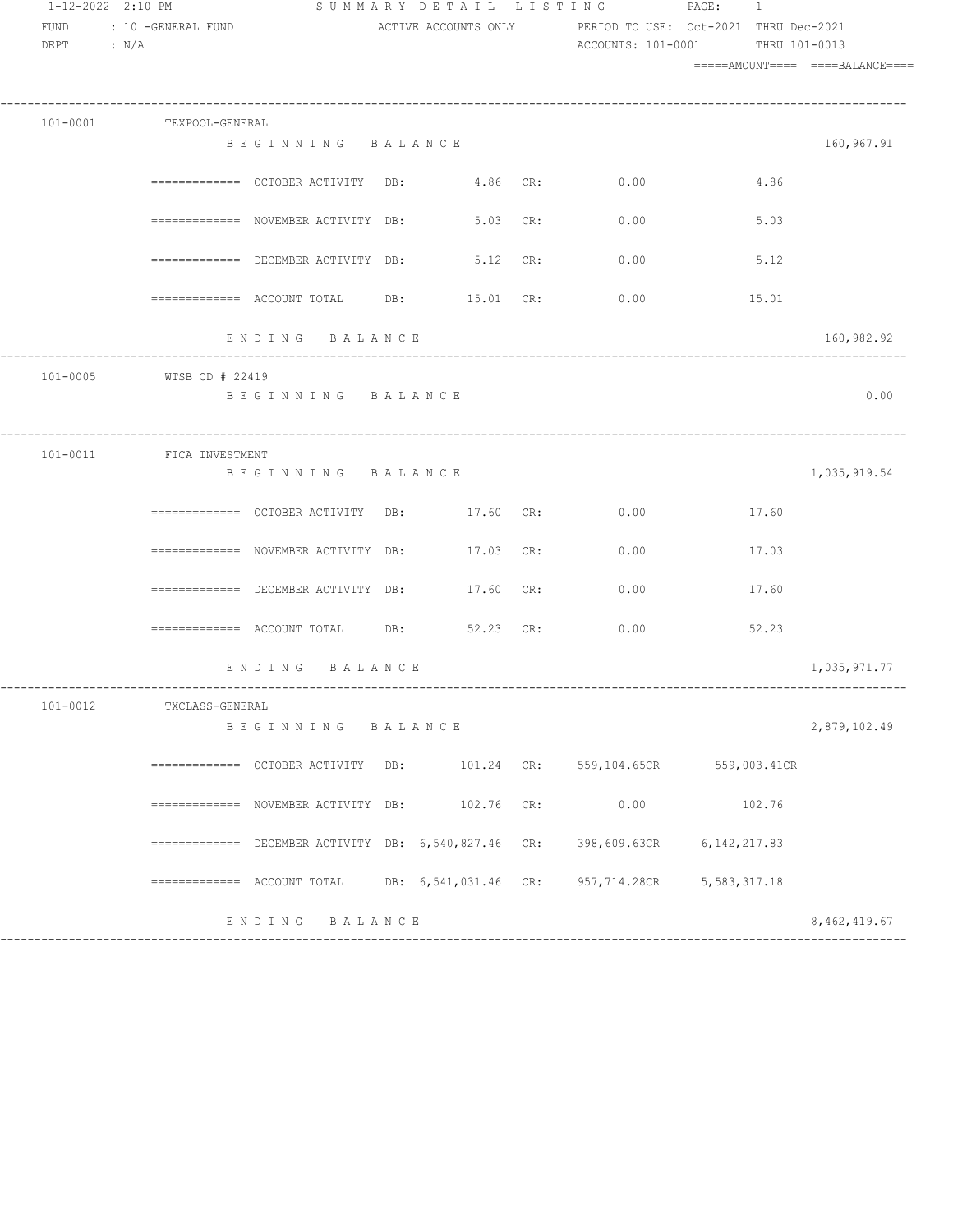1-12-2022 2:10 PM — SUMMARY DETAIL LISTING

FUND : 10 -GENERAL FUND — ACTIVE ACCOUNTS ONLY — PERIOD TO USE: Oct-2021 THRU Dec-2021

DEPT : N/A — ACCOUNTS: 101-0001 THRU 101-0013

| Account | Description | | DB | CR | AMOUNT | BALANCE |
|---|---|---|---|---|---|---|
| 101-0001 | TEXPOOL-GENERAL | | | | | |
| | BEGINNING BALANCE | | | | | 160,967.91 |
| | OCTOBER ACTIVITY | | 4.86 | 0.00 | 4.86 | |
| | NOVEMBER ACTIVITY | | 5.03 | 0.00 | 5.03 | |
| | DECEMBER ACTIVITY | | 5.12 | 0.00 | 5.12 | |
| | ACCOUNT TOTAL | | 15.01 | 0.00 | 15.01 | |
| | ENDING BALANCE | | | | | 160,982.92 |
| 101-0005 | WTSB CD # 22419 | | | | | |
| | BEGINNING BALANCE | | | | | 0.00 |
| 101-0011 | FICA INVESTMENT | | | | | |
| | BEGINNING BALANCE | | | | | 1,035,919.54 |
| | OCTOBER ACTIVITY | | 17.60 | 0.00 | 17.60 | |
| | NOVEMBER ACTIVITY | | 17.03 | 0.00 | 17.03 | |
| | DECEMBER ACTIVITY | | 17.60 | 0.00 | 17.60 | |
| | ACCOUNT TOTAL | | 52.23 | 0.00 | 52.23 | |
| | ENDING BALANCE | | | | | 1,035,971.77 |
| 101-0012 | TXCLASS-GENERAL | | | | | |
| | BEGINNING BALANCE | | | | | 2,879,102.49 |
| | OCTOBER ACTIVITY | | 101.24 | 559,104.65CR | 559,003.41CR | |
| | NOVEMBER ACTIVITY | | 102.76 | 0.00 | 102.76 | |
| | DECEMBER ACTIVITY | | 6,540,827.46 | 398,609.63CR | 6,142,217.83 | |
| | ACCOUNT TOTAL | | 6,541,031.46 | 957,714.28CR | 5,583,317.18 | |
| | ENDING BALANCE | | | | | 8,462,419.67 |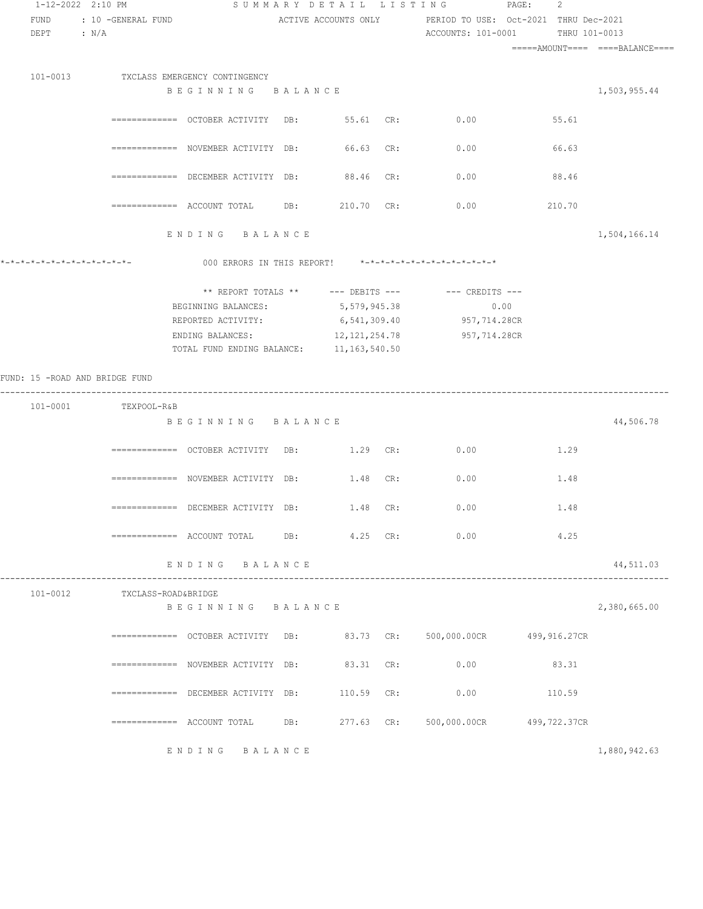1-12-2022 2:10 PM — SUMMARY DETAIL LISTING

FUND : 10 -GENERAL FUND — ACTIVE ACCOUNTS ONLY — PERIOD TO USE: Oct-2021 THRU Dec-2021

DEPT : N/A — ACCOUNTS: 101-0001 THRU 101-0013

| Account | Description | | DB | | CR | AMOUNT | BALANCE |
|---|---|---|---|---|---|---|---|
| 101-0013 | TXCLASS EMERGENCY CONTINGENCY | | | | | | |
| | BEGINNING BALANCE | | | | | | 1,503,955.44 |
| | OCTOBER ACTIVITY | DB: | 55.61 | CR: | 0.00 | 55.61 | |
| | NOVEMBER ACTIVITY | DB: | 66.63 | CR: | 0.00 | 66.63 | |
| | DECEMBER ACTIVITY | DB: | 88.46 | CR: | 0.00 | 88.46 | |
| | ACCOUNT TOTAL | DB: | 210.70 | CR: | 0.00 | 210.70 | |
| | ENDING BALANCE | | | | | | 1,504,166.14 |

*-*-*-*-*-*-*-*-*-*-*-*-*- 000 ERRORS IN THIS REPORT! *-*-*-*-*-*-*-*-*-*-*-*-*-*

| ** REPORT TOTALS ** | --- DEBITS --- | --- CREDITS --- |
|---|---|---|
| BEGINNING BALANCES: | 5,579,945.38 | 0.00 |
| REPORTED ACTIVITY: | 6,541,309.40 | 957,714.28CR |
| ENDING BALANCES: | 12,121,254.78 | 957,714.28CR |
| TOTAL FUND ENDING BALANCE: | 11,163,540.50 | |

FUND: 15 -ROAD AND BRIDGE FUND

| Account | Description | | DB | | CR | AMOUNT | BALANCE |
|---|---|---|---|---|---|---|---|
| 101-0001 | TEXPOOL-R&B | | | | | | |
| | BEGINNING BALANCE | | | | | | 44,506.78 |
| | OCTOBER ACTIVITY | DB: | 1.29 | CR: | 0.00 | 1.29 | |
| | NOVEMBER ACTIVITY | DB: | 1.48 | CR: | 0.00 | 1.48 | |
| | DECEMBER ACTIVITY | DB: | 1.48 | CR: | 0.00 | 1.48 | |
| | ACCOUNT TOTAL | DB: | 4.25 | CR: | 0.00 | 4.25 | |
| | ENDING BALANCE | | | | | | 44,511.03 |
| 101-0012 | TXCLASS-ROAD&BRIDGE | | | | | | |
| | BEGINNING BALANCE | | | | | | 2,380,665.00 |
| | OCTOBER ACTIVITY | DB: | 83.73 | CR: | 500,000.00CR | 499,916.27CR | |
| | NOVEMBER ACTIVITY | DB: | 83.31 | CR: | 0.00 | 83.31 | |
| | DECEMBER ACTIVITY | DB: | 110.59 | CR: | 0.00 | 110.59 | |
| | ACCOUNT TOTAL | DB: | 277.63 | CR: | 500,000.00CR | 499,722.37CR | |
| | ENDING BALANCE | | | | | | 1,880,942.63 |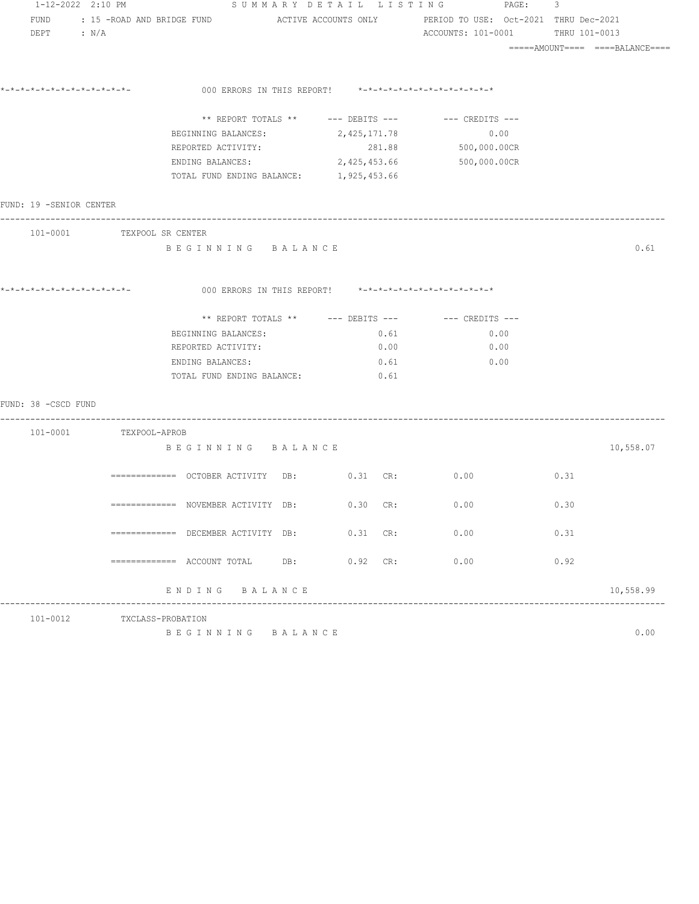1-12-2022 2:10 PM SUMMARY DETAIL LISTING PAGE: 3

FUND : 15 -ROAD AND BRIDGE FUND ACTIVE ACCOUNTS ONLY PERIOD TO USE: Oct-2021 THRU Dec-2021

DEPT : N/A ACCOUNTS: 101-0001 THRU 101-0013

=====AMOUNT==== ====BALANCE====

*-*-*-*-*-*-*-*-*-*-*-*-*- 000 ERRORS IN THIS REPORT! *-*-*-*-*-*-*-*-*-*-*-*-*-*

| ** REPORT TOTALS ** | --- DEBITS --- | --- CREDITS --- |
|---|---|---|
| BEGINNING BALANCES: | 2,425,171.78 | 0.00 |
| REPORTED ACTIVITY: | 281.88 | 500,000.00CR |
| ENDING BALANCES: | 2,425,453.66 | 500,000.00CR |
| TOTAL FUND ENDING BALANCE: | 1,925,453.66 | |

FUND: 19 -SENIOR CENTER

101-0001 TEXPOOL SR CENTER

B E G I N N I N G B A L A N C E 0.61

*-*-*-*-*-*-*-*-*-*-*-*-*- 000 ERRORS IN THIS REPORT! *-*-*-*-*-*-*-*-*-*-*-*-*-*

| ** REPORT TOTALS ** | --- DEBITS --- | --- CREDITS --- |
|---|---|---|
| BEGINNING BALANCES: | 0.61 | 0.00 |
| REPORTED ACTIVITY: | 0.00 | 0.00 |
| ENDING BALANCES: | 0.61 | 0.00 |
| TOTAL FUND ENDING BALANCE: | 0.61 | |

FUND: 38 -CSCD FUND

101-0001 TEXPOOL-APROB

| | DB: | CR: | AMOUNT | BALANCE |
|---|---|---|---|---|
| B E G I N N I N G B A L A N C E | | | | 10,558.07 |
| ============= OCTOBER ACTIVITY | 0.31 | 0.00 | 0.31 | |
| ============= NOVEMBER ACTIVITY | 0.30 | 0.00 | 0.30 | |
| ============= DECEMBER ACTIVITY | 0.31 | 0.00 | 0.31 | |
| ============= ACCOUNT TOTAL | 0.92 | 0.00 | 0.92 | |
| E N D I N G B A L A N C E | | | | 10,558.99 |

101-0012 TXCLASS-PROBATION

B E G I N N I N G B A L A N C E 0.00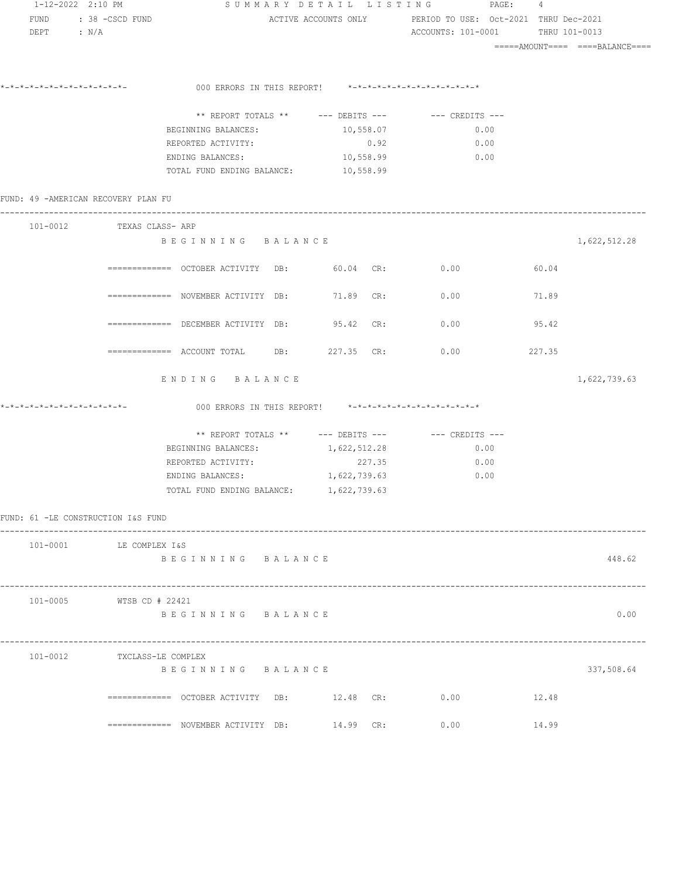SUMMARY DETAIL LISTING

FUND : 38 -CSCD FUND — ACTIVE ACCOUNTS ONLY — PERIOD TO USE: Oct-2021 THRU Dec-2021

DEPT : N/A — ACCOUNTS: 101-0001 THRU 101-0013

=====AMOUNT==== ====BALANCE====

*-*-*-*-*-*-*-*-*-*-*-*-*- 000 ERRORS IN THIS REPORT! *-*-*-*-*-*-*-*-*-*-*-*-*-*

| ** REPORT TOTALS ** | --- DEBITS --- | --- CREDITS --- |
|---|---|---|
| BEGINNING BALANCES: | 10,558.07 | 0.00 |
| REPORTED ACTIVITY: | 0.92 | 0.00 |
| ENDING BALANCES: | 10,558.99 | 0.00 |
| TOTAL FUND ENDING BALANCE: | 10,558.99 | |

FUND: 49 -AMERICAN RECOVERY PLAN FU

101-0012 TEXAS CLASS- ARP

| | | DB | CR | AMOUNT | BALANCE |
|---|---|---|---|---|---|
| | BEGINNING BALANCE | | | | 1,622,512.28 |
| ============= | OCTOBER ACTIVITY | 60.04 | 0.00 | 60.04 | |
| ============= | NOVEMBER ACTIVITY | 71.89 | 0.00 | 71.89 | |
| ============= | DECEMBER ACTIVITY | 95.42 | 0.00 | 95.42 | |
| ============= | ACCOUNT TOTAL | 227.35 | 0.00 | 227.35 | |
| | ENDING BALANCE | | | | 1,622,739.63 |

*-*-*-*-*-*-*-*-*-*-*-*-*- 000 ERRORS IN THIS REPORT! *-*-*-*-*-*-*-*-*-*-*-*-*-*

| ** REPORT TOTALS ** | --- DEBITS --- | --- CREDITS --- |
|---|---|---|
| BEGINNING BALANCES: | 1,622,512.28 | 0.00 |
| REPORTED ACTIVITY: | 227.35 | 0.00 |
| ENDING BALANCES: | 1,622,739.63 | 0.00 |
| TOTAL FUND ENDING BALANCE: | 1,622,739.63 | |

FUND: 61 -LE CONSTRUCTION I&S FUND

101-0001 LE COMPLEX I&S

| | | DB | CR | AMOUNT | BALANCE |
|---|---|---|---|---|---|
| | BEGINNING BALANCE | | | | 448.62 |

101-0005 WTSB CD # 22421

| | | DB | CR | AMOUNT | BALANCE |
|---|---|---|---|---|---|
| | BEGINNING BALANCE | | | | 0.00 |

101-0012 TXCLASS-LE COMPLEX

| | | DB | CR | AMOUNT | BALANCE |
|---|---|---|---|---|---|
| | BEGINNING BALANCE | | | | 337,508.64 |
| ============= | OCTOBER ACTIVITY | 12.48 | 0.00 | 12.48 | |
| ============= | NOVEMBER ACTIVITY | 14.99 | 0.00 | 14.99 | |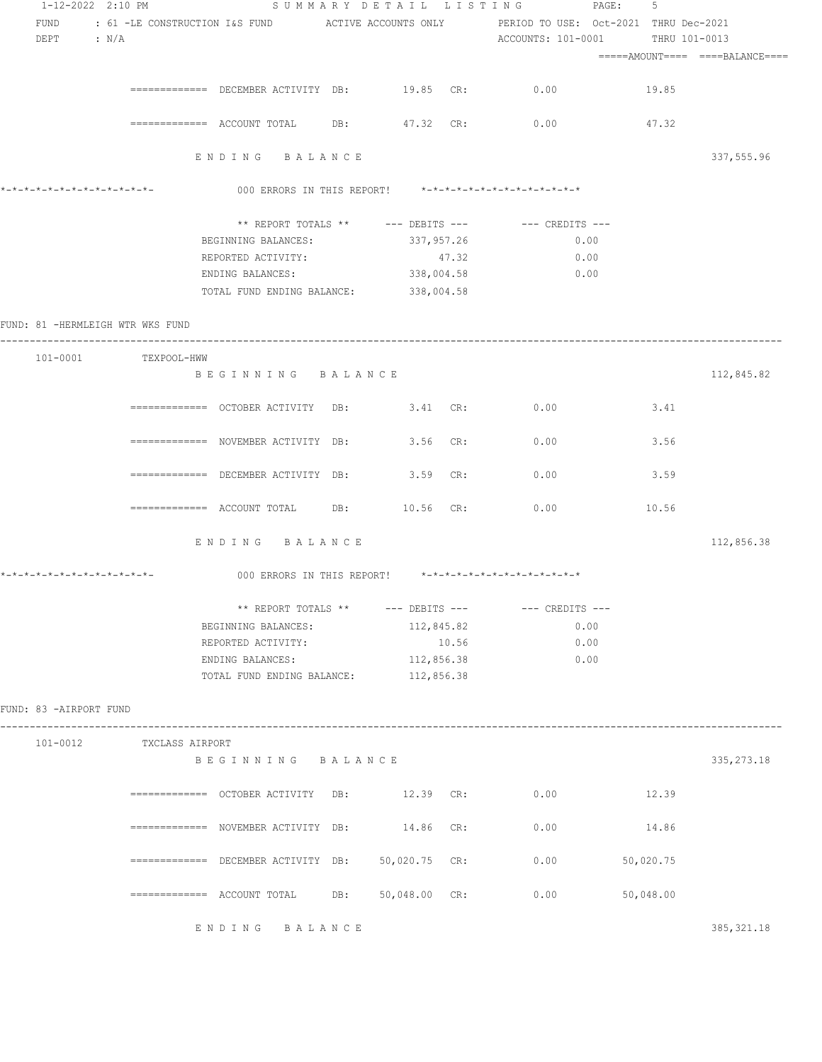| | | | | | |
|---|---|---|---|---|---|
| ============= DECEMBER ACTIVITY | DB: | 19.85 | CR: | 0.00 | 19.85 |
| ============= ACCOUNT TOTAL | DB: | 47.32 | CR: | 0.00 | 47.32 |

E N D I N G   B A L A N C E — 337,555.96

*-*-*-*-*-*-*-*-*-*-*-*-*- 000 ERRORS IN THIS REPORT! *-*-*-*-*-*-*-*-*-*-*-*-*-*

| ** REPORT TOTALS ** | --- DEBITS --- | --- CREDITS --- |
|---|---|---|
| BEGINNING BALANCES: | 337,957.26 | 0.00 |
| REPORTED ACTIVITY: | 47.32 | 0.00 |
| ENDING BALANCES: | 338,004.58 | 0.00 |
| TOTAL FUND ENDING BALANCE: | 338,004.58 | |

FUND: 81 -HERMLEIGH WTR WKS FUND

101-0001 TEXPOOL-HWW

B E G I N N I N G   B A L A N C E — 112,845.82

| | | | | | |
|---|---|---|---|---|---|
| ============= OCTOBER ACTIVITY | DB: | 3.41 | CR: | 0.00 | 3.41 |
| ============= NOVEMBER ACTIVITY | DB: | 3.56 | CR: | 0.00 | 3.56 |
| ============= DECEMBER ACTIVITY | DB: | 3.59 | CR: | 0.00 | 3.59 |
| ============= ACCOUNT TOTAL | DB: | 10.56 | CR: | 0.00 | 10.56 |

E N D I N G   B A L A N C E — 112,856.38

*-*-*-*-*-*-*-*-*-*-*-*-*- 000 ERRORS IN THIS REPORT! *-*-*-*-*-*-*-*-*-*-*-*-*-*

| ** REPORT TOTALS ** | --- DEBITS --- | --- CREDITS --- |
|---|---|---|
| BEGINNING BALANCES: | 112,845.82 | 0.00 |
| REPORTED ACTIVITY: | 10.56 | 0.00 |
| ENDING BALANCES: | 112,856.38 | 0.00 |
| TOTAL FUND ENDING BALANCE: | 112,856.38 | |

FUND: 83 -AIRPORT FUND

101-0012 TXCLASS AIRPORT

B E G I N N I N G   B A L A N C E — 335,273.18

| | | | | | |
|---|---|---|---|---|---|
| ============= OCTOBER ACTIVITY | DB: | 12.39 | CR: | 0.00 | 12.39 |
| ============= NOVEMBER ACTIVITY | DB: | 14.86 | CR: | 0.00 | 14.86 |
| ============= DECEMBER ACTIVITY | DB: | 50,020.75 | CR: | 0.00 | 50,020.75 |
| ============= ACCOUNT TOTAL | DB: | 50,048.00 | CR: | 0.00 | 50,048.00 |

E N D I N G   B A L A N C E — 385,321.18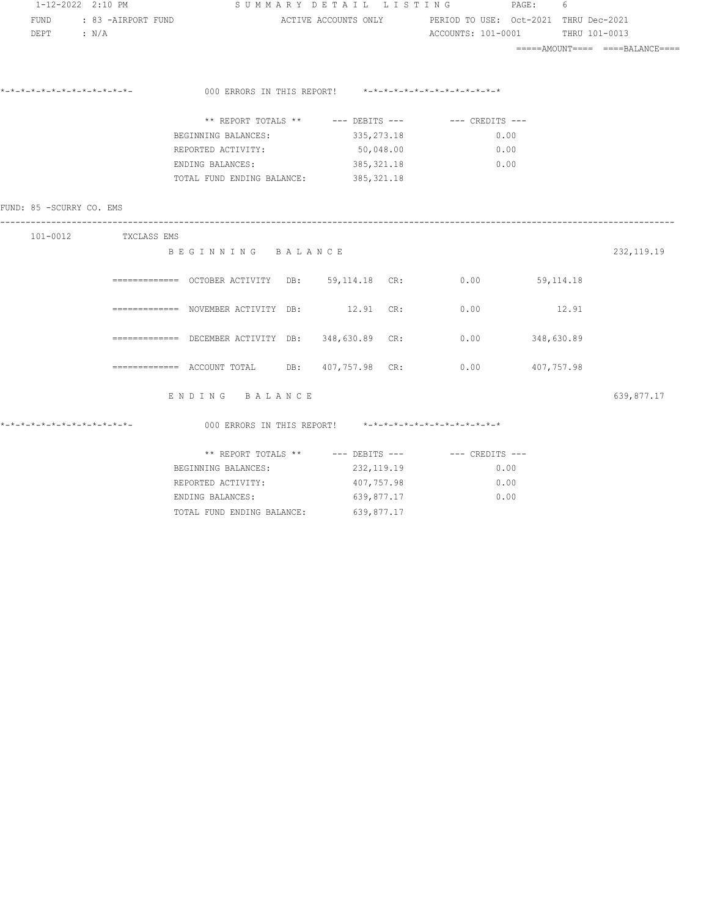1-12-2022 2:10 PM SUMMARY DETAIL LISTING PAGE: 6

FUND : 83 -AIRPORT FUND ACTIVE ACCOUNTS ONLY PERIOD TO USE: Oct-2021 THRU Dec-2021

DEPT : N/A ACCOUNTS: 101-0001 THRU 101-0013

=====AMOUNT==== ====BALANCE====

*-*-*-*-*-*-*-*-*-*-*-*-*- 000 ERRORS IN THIS REPORT! *-*-*-*-*-*-*-*-*-*-*-*-*-*

| ** REPORT TOTALS ** | --- DEBITS --- | --- CREDITS --- |
|---|---|---|
| BEGINNING BALANCES: | 335,273.18 | 0.00 |
| REPORTED ACTIVITY: | 50,048.00 | 0.00 |
| ENDING BALANCES: | 385,321.18 | 0.00 |
| TOTAL FUND ENDING BALANCE: | 385,321.18 | |

FUND: 85 -SCURRY CO. EMS

101-0012 TXCLASS EMS

| | | | | | |
|---|---|---|---|---|---|
| BEGINNING BALANCE | | | | | 232,119.19 |
| ============= OCTOBER ACTIVITY | DB: 59,114.18 | CR: | 0.00 | 59,114.18 | |
| ============= NOVEMBER ACTIVITY | DB: 12.91 | CR: | 0.00 | 12.91 | |
| ============= DECEMBER ACTIVITY | DB: 348,630.89 | CR: | 0.00 | 348,630.89 | |
| ============= ACCOUNT TOTAL | DB: 407,757.98 | CR: | 0.00 | 407,757.98 | |
| ENDING BALANCE | | | | | 639,877.17 |

*-*-*-*-*-*-*-*-*-*-*-*-*- 000 ERRORS IN THIS REPORT! *-*-*-*-*-*-*-*-*-*-*-*-*-*

| ** REPORT TOTALS ** | --- DEBITS --- | --- CREDITS --- |
|---|---|---|
| BEGINNING BALANCES: | 232,119.19 | 0.00 |
| REPORTED ACTIVITY: | 407,757.98 | 0.00 |
| ENDING BALANCES: | 639,877.17 | 0.00 |
| TOTAL FUND ENDING BALANCE: | 639,877.17 | |